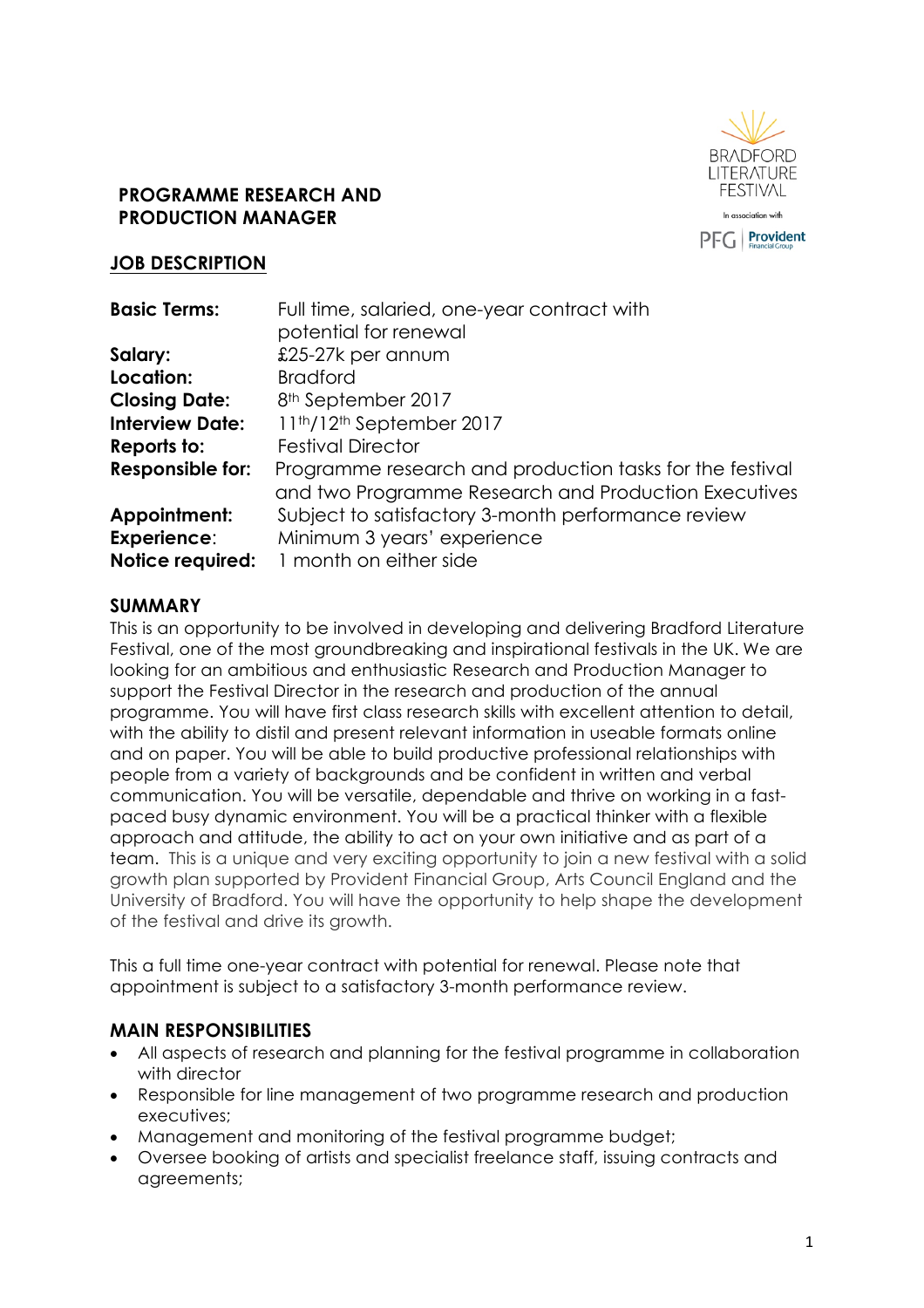# PROGRAMME RESEARCH AND PRODUCTION MANAGER

## JOB DESCRIPTION

| | |
|---|---|
| **Basic Terms:** | Full time, salaried, one-year contract with potential for renewal |
| **Salary:** | £25-27k per annum |
| **Location:** | Bradford |
| **Closing Date:** | 8th September 2017 |
| **Interview Date:** | 11th/12th September 2017 |
| **Reports to:** | Festival Director |
| **Responsible for:** | Programme research and production tasks for the festival and two Programme Research and Production Executives |
| **Appointment:** | Subject to satisfactory 3-month performance review |
| **Experience:** | Minimum 3 years' experience |
| **Notice required:** | 1 month on either side |

### SUMMARY

This is an opportunity to be involved in developing and delivering Bradford Literature Festival, one of the most groundbreaking and inspirational festivals in the UK. We are looking for an ambitious and enthusiastic Research and Production Manager to support the Festival Director in the research and production of the annual programme. You will have first class research skills with excellent attention to detail, with the ability to distil and present relevant information in useable formats online and on paper. You will be able to build productive professional relationships with people from a variety of backgrounds and be confident in written and verbal communication. You will be versatile, dependable and thrive on working in a fast-paced busy dynamic environment. You will be a practical thinker with a flexible approach and attitude, the ability to act on your own initiative and as part of a team. This is a unique and very exciting opportunity to join a new festival with a solid growth plan supported by Provident Financial Group, Arts Council England and the University of Bradford. You will have the opportunity to help shape the development of the festival and drive its growth.

This a full time one-year contract with potential for renewal. Please note that appointment is subject to a satisfactory 3-month performance review.

### MAIN RESPONSIBILITIES

- All aspects of research and planning for the festival programme in collaboration with director
- Responsible for line management of two programme research and production executives;
- Management and monitoring of the festival programme budget;
- Oversee booking of artists and specialist freelance staff, issuing contracts and agreements;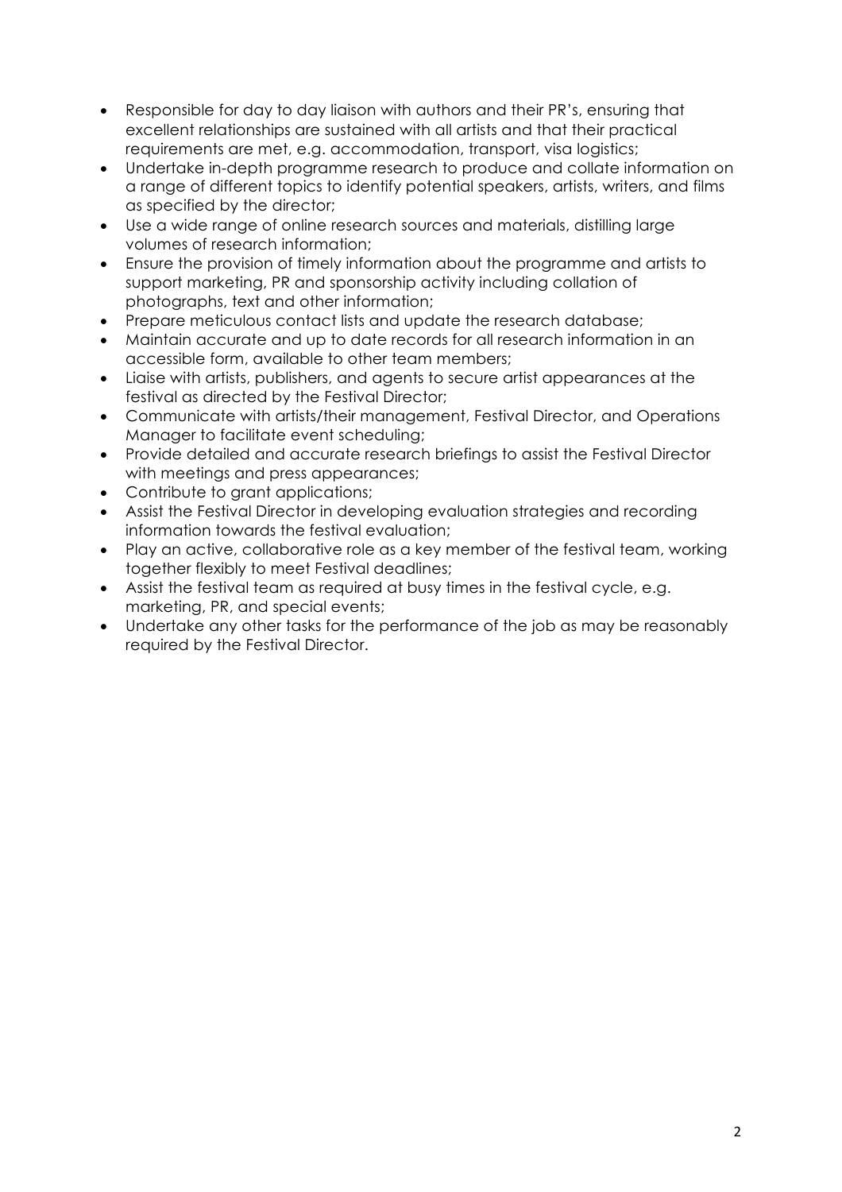- Responsible for day to day liaison with authors and their PR's, ensuring that excellent relationships are sustained with all artists and that their practical requirements are met, e.g. accommodation, transport, visa logistics;
- Undertake in-depth programme research to produce and collate information on a range of different topics to identify potential speakers, artists, writers, and films as specified by the director;
- Use a wide range of online research sources and materials, distilling large volumes of research information;
- Ensure the provision of timely information about the programme and artists to support marketing, PR and sponsorship activity including collation of photographs, text and other information;
- Prepare meticulous contact lists and update the research database;
- Maintain accurate and up to date records for all research information in an accessible form, available to other team members;
- Liaise with artists, publishers, and agents to secure artist appearances at the festival as directed by the Festival Director;
- Communicate with artists/their management, Festival Director, and Operations Manager to facilitate event scheduling;
- Provide detailed and accurate research briefings to assist the Festival Director with meetings and press appearances;
- Contribute to grant applications;
- Assist the Festival Director in developing evaluation strategies and recording information towards the festival evaluation;
- Play an active, collaborative role as a key member of the festival team, working together flexibly to meet Festival deadlines;
- Assist the festival team as required at busy times in the festival cycle, e.g. marketing, PR, and special events;
- Undertake any other tasks for the performance of the job as may be reasonably required by the Festival Director.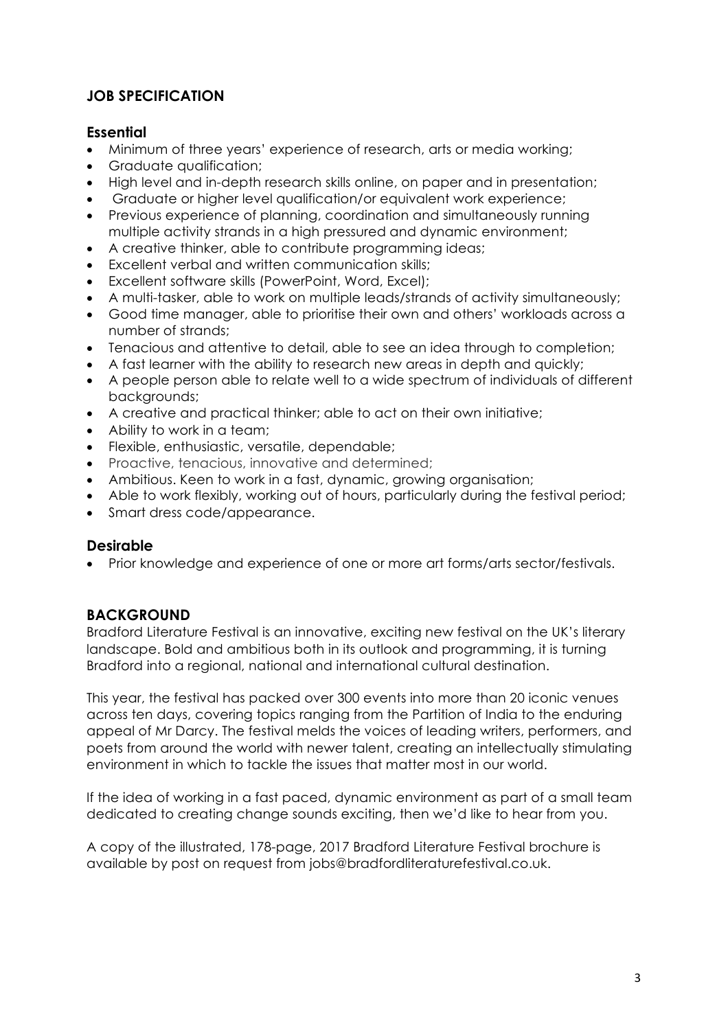## JOB SPECIFICATION

### Essential

- Minimum of three years' experience of research, arts or media working;
- Graduate qualification;
- High level and in-depth research skills online, on paper and in presentation;
- Graduate or higher level qualification/or equivalent work experience;
- Previous experience of planning, coordination and simultaneously running multiple activity strands in a high pressured and dynamic environment;
- A creative thinker, able to contribute programming ideas;
- Excellent verbal and written communication skills;
- Excellent software skills (PowerPoint, Word, Excel);
- A multi-tasker, able to work on multiple leads/strands of activity simultaneously;
- Good time manager, able to prioritise their own and others' workloads across a number of strands;
- Tenacious and attentive to detail, able to see an idea through to completion;
- A fast learner with the ability to research new areas in depth and quickly;
- A people person able to relate well to a wide spectrum of individuals of different backgrounds;
- A creative and practical thinker; able to act on their own initiative;
- Ability to work in a team;
- Flexible, enthusiastic, versatile, dependable;
- Proactive, tenacious, innovative and determined;
- Ambitious. Keen to work in a fast, dynamic, growing organisation;
- Able to work flexibly, working out of hours, particularly during the festival period;
- Smart dress code/appearance.

### Desirable

- Prior knowledge and experience of one or more art forms/arts sector/festivals.

## BACKGROUND

Bradford Literature Festival is an innovative, exciting new festival on the UK's literary landscape. Bold and ambitious both in its outlook and programming, it is turning Bradford into a regional, national and international cultural destination.

This year, the festival has packed over 300 events into more than 20 iconic venues across ten days, covering topics ranging from the Partition of India to the enduring appeal of Mr Darcy. The festival melds the voices of leading writers, performers, and poets from around the world with newer talent, creating an intellectually stimulating environment in which to tackle the issues that matter most in our world.

If the idea of working in a fast paced, dynamic environment as part of a small team dedicated to creating change sounds exciting, then we'd like to hear from you.

A copy of the illustrated, 178-page, 2017 Bradford Literature Festival brochure is available by post on request from jobs@bradfordliteraturefestival.co.uk.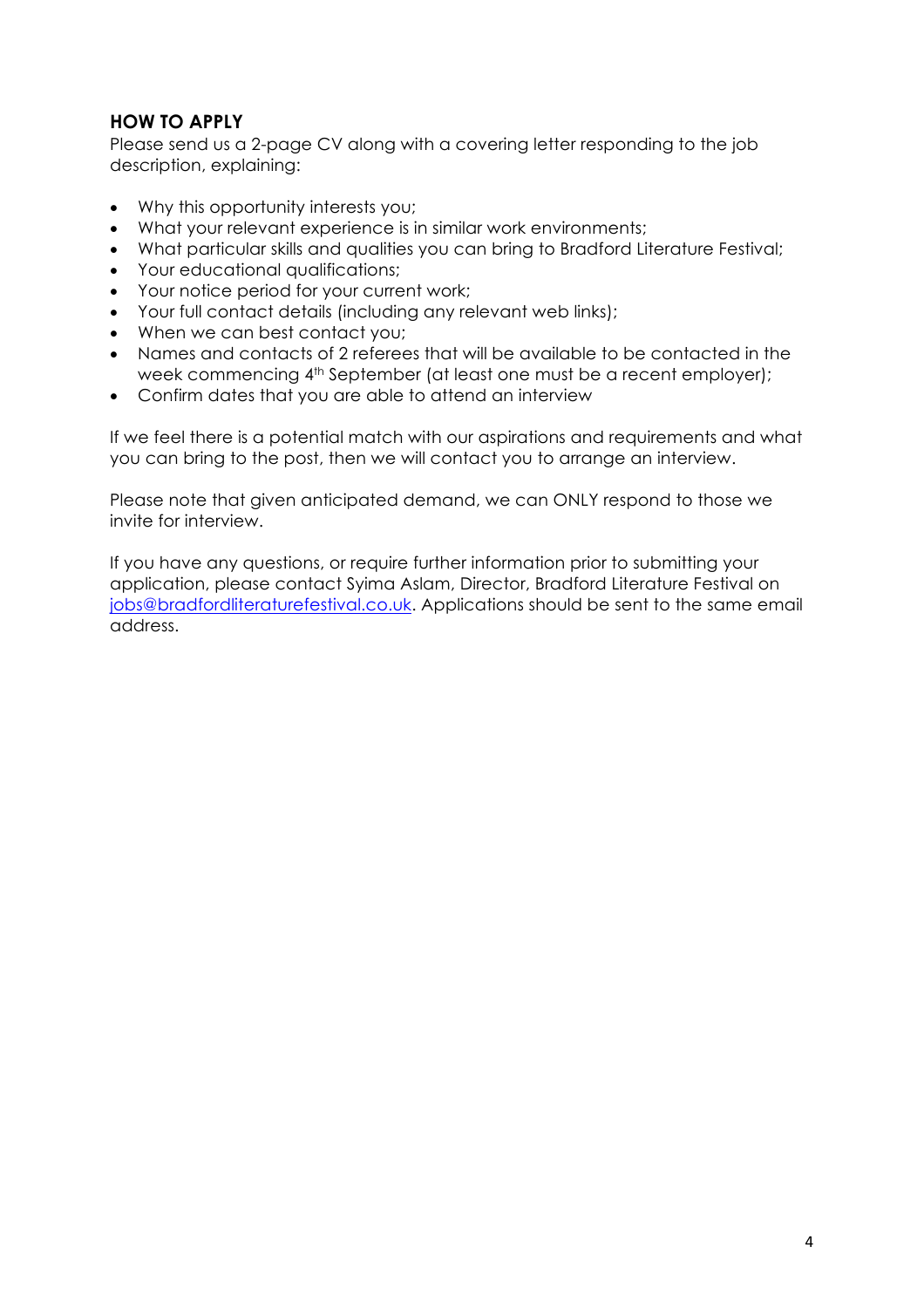## HOW TO APPLY

Please send us a 2-page CV along with a covering letter responding to the job description, explaining:

- Why this opportunity interests you;
- What your relevant experience is in similar work environments;
- What particular skills and qualities you can bring to Bradford Literature Festival;
- Your educational qualifications;
- Your notice period for your current work;
- Your full contact details (including any relevant web links);
- When we can best contact you;
- Names and contacts of 2 referees that will be available to be contacted in the week commencing 4th September (at least one must be a recent employer);
- Confirm dates that you are able to attend an interview

If we feel there is a potential match with our aspirations and requirements and what you can bring to the post, then we will contact you to arrange an interview.

Please note that given anticipated demand, we can ONLY respond to those we invite for interview.

If you have any questions, or require further information prior to submitting your application, please contact Syima Aslam, Director, Bradford Literature Festival on jobs@bradfordliteraturefestival.co.uk. Applications should be sent to the same email address.